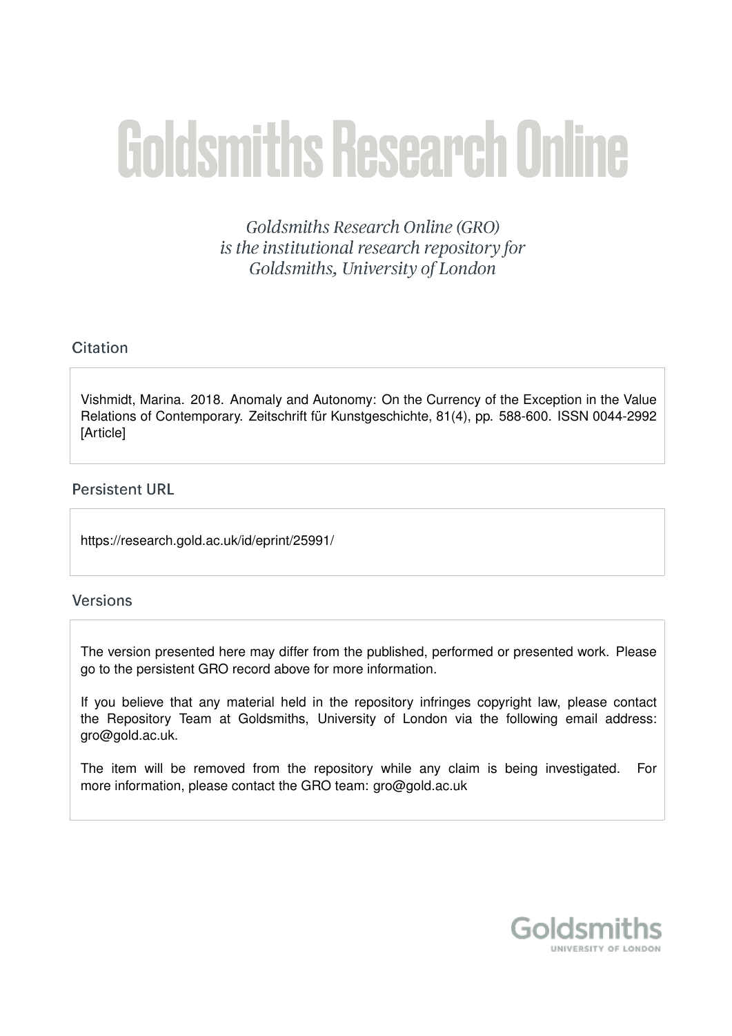# Goldsmiths Research Online

*Goldsmiths Research Online (GRO) is the institutional research repository for Goldsmiths, University of London*

## Citation

Vishmidt, Marina. 2018. Anomaly and Autonomy: On the Currency of the Exception in the Value Relations of Contemporary. Zeitschrift für Kunstgeschichte, 81(4), pp. 588-600. ISSN 0044-2992 [Article]

## Persistent URL

https://research.gold.ac.uk/id/eprint/25991/

## Versions

The version presented here may differ from the published, performed or presented work. Please go to the persistent GRO record above for more information.

If you believe that any material held in the repository infringes copyright law, please contact the Repository Team at Goldsmiths, University of London via the following email address: gro@gold.ac.uk.

The item will be removed from the repository while any claim is being investigated. For more information, please contact the GRO team: gro@gold.ac.uk

Goldsmiths
UNIVERSITY OF LONDON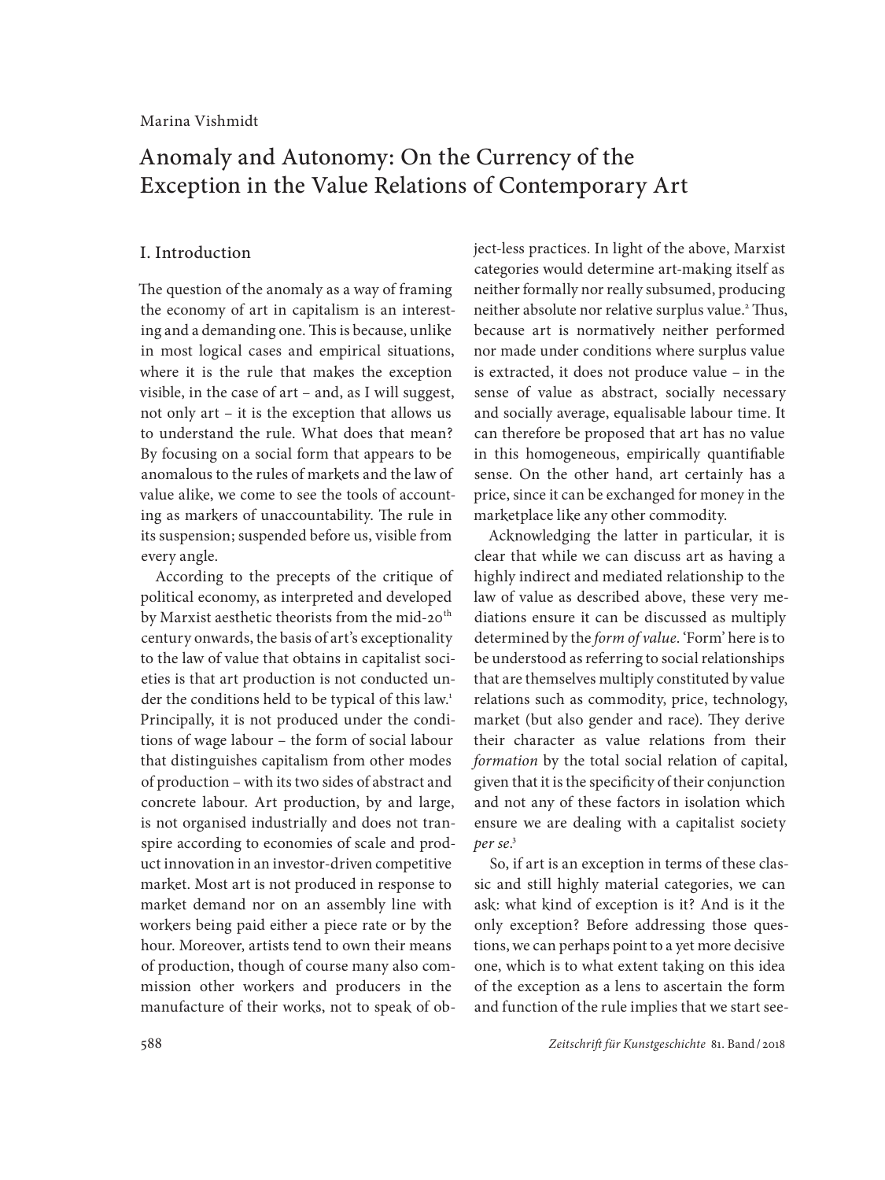Marina Vishmidt

# Anomaly and Autonomy: On the Currency of the Exception in the Value Relations of Contemporary Art

## I. Introduction

The question of the anomaly as a way of framing the economy of art in capitalism is an interesting and a demanding one. This is because, unlike in most logical cases and empirical situations, where it is the rule that makes the exception visible, in the case of art – and, as I will suggest, not only art – it is the exception that allows us to understand the rule. What does that mean? By focusing on a social form that appears to be anomalous to the rules of markets and the law of value alike, we come to see the tools of accounting as markers of unaccountability. The rule in its suspension; suspended before us, visible from every angle.

According to the precepts of the critique of political economy, as interpreted and developed by Marxist aesthetic theorists from the mid-20th century onwards, the basis of art's exceptionality to the law of value that obtains in capitalist societies is that art production is not conducted under the conditions held to be typical of this law.[1] Principally, it is not produced under the conditions of wage labour – the form of social labour that distinguishes capitalism from other modes of production – with its two sides of abstract and concrete labour. Art production, by and large, is not organised industrially and does not transpire according to economies of scale and product innovation in an investor-driven competitive market. Most art is not produced in response to market demand nor on an assembly line with workers being paid either a piece rate or by the hour. Moreover, artists tend to own their means of production, though of course many also commission other workers and producers in the manufacture of their works, not to speak of object-less practices. In light of the above, Marxist categories would determine art-making itself as neither formally nor really subsumed, producing neither absolute nor relative surplus value.[2] Thus, because art is normatively neither performed nor made under conditions where surplus value is extracted, it does not produce value – in the sense of value as abstract, socially necessary and socially average, equalisable labour time. It can therefore be proposed that art has no value in this homogeneous, empirically quantifiable sense. On the other hand, art certainly has a price, since it can be exchanged for money in the marketplace like any other commodity.

Acknowledging the latter in particular, it is clear that while we can discuss art as having a highly indirect and mediated relationship to the law of value as described above, these very mediations ensure it can be discussed as multiply determined by the *form of value*. 'Form' here is to be understood as referring to social relationships that are themselves multiply constituted by value relations such as commodity, price, technology, market (but also gender and race). They derive their character as value relations from their *formation* by the total social relation of capital, given that it is the specificity of their conjunction and not any of these factors in isolation which ensure we are dealing with a capitalist society *per se*.[3]

So, if art is an exception in terms of these classic and still highly material categories, we can ask: what kind of exception is it? And is it the only exception? Before addressing those questions, we can perhaps point to a yet more decisive one, which is to what extent taking on this idea of the exception as a lens to ascertain the form and function of the rule implies that we start see-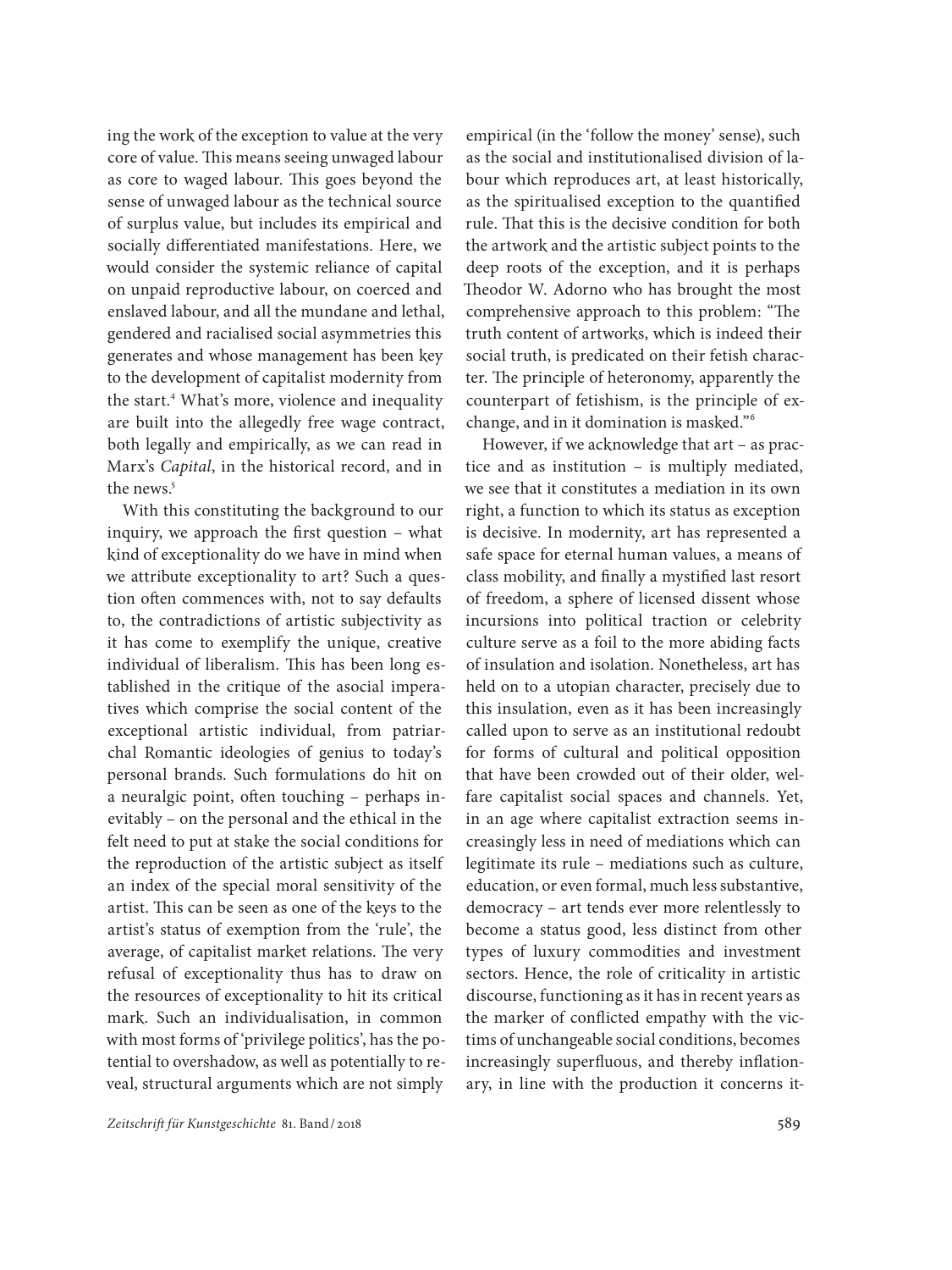ing the work of the exception to value at the very core of value. This means seeing unwaged labour as core to waged labour. This goes beyond the sense of unwaged labour as the technical source of surplus value, but includes its empirical and socially differentiated manifestations. Here, we would consider the systemic reliance of capital on unpaid reproductive labour, on coerced and enslaved labour, and all the mundane and lethal, gendered and racialised social asymmetries this generates and whose management has been key to the development of capitalist modernity from the start.[4] What's more, violence and inequality are built into the allegedly free wage contract, both legally and empirically, as we can read in Marx's *Capital*, in the historical record, and in the news.[5]

With this constituting the background to our inquiry, we approach the first question – what kind of exceptionality do we have in mind when we attribute exceptionality to art? Such a question often commences with, not to say defaults to, the contradictions of artistic subjectivity as it has come to exemplify the unique, creative individual of liberalism. This has been long established in the critique of the asocial imperatives which comprise the social content of the exceptional artistic individual, from patriarchal Romantic ideologies of genius to today's personal brands. Such formulations do hit on a neuralgic point, often touching – perhaps inevitably – on the personal and the ethical in the felt need to put at stake the social conditions for the reproduction of the artistic subject as itself an index of the special moral sensitivity of the artist. This can be seen as one of the keys to the artist's status of exemption from the 'rule', the average, of capitalist market relations. The very refusal of exceptionality thus has to draw on the resources of exceptionality to hit its critical mark. Such an individualisation, in common with most forms of 'privilege politics', has the potential to overshadow, as well as potentially to reveal, structural arguments which are not simply empirical (in the 'follow the money' sense), such as the social and institutionalised division of labour which reproduces art, at least historically, as the spiritualised exception to the quantified rule. That this is the decisive condition for both the artwork and the artistic subject points to the deep roots of the exception, and it is perhaps Theodor W. Adorno who has brought the most comprehensive approach to this problem: "The truth content of artworks, which is indeed their social truth, is predicated on their fetish character. The principle of heteronomy, apparently the counterpart of fetishism, is the principle of exchange, and in it domination is masked."[6]

However, if we acknowledge that art – as practice and as institution – is multiply mediated, we see that it constitutes a mediation in its own right, a function to which its status as exception is decisive. In modernity, art has represented a safe space for eternal human values, a means of class mobility, and finally a mystified last resort of freedom, a sphere of licensed dissent whose incursions into political traction or celebrity culture serve as a foil to the more abiding facts of insulation and isolation. Nonetheless, art has held on to a utopian character, precisely due to this insulation, even as it has been increasingly called upon to serve as an institutional redoubt for forms of cultural and political opposition that have been crowded out of their older, welfare capitalist social spaces and channels. Yet, in an age where capitalist extraction seems increasingly less in need of mediations which can legitimate its rule – mediations such as culture, education, or even formal, much less substantive, democracy – art tends ever more relentlessly to become a status good, less distinct from other types of luxury commodities and investment sectors. Hence, the role of criticality in artistic discourse, functioning as it has in recent years as the marker of conflicted empathy with the victims of unchangeable social conditions, becomes increasingly superfluous, and thereby inflationary, in line with the production it concerns it-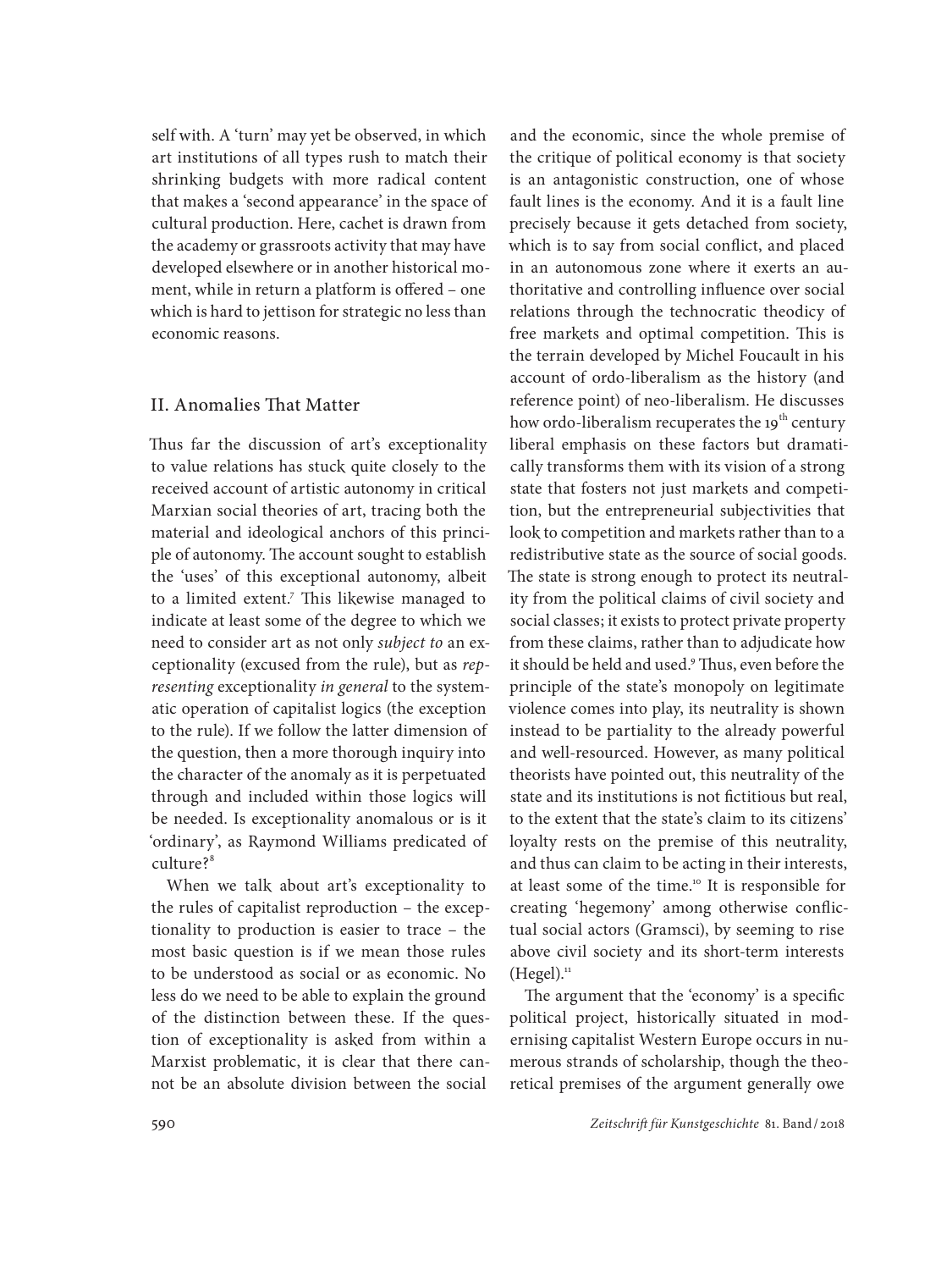self with. A 'turn' may yet be observed, in which art institutions of all types rush to match their shrinking budgets with more radical content that makes a 'second appearance' in the space of cultural production. Here, cachet is drawn from the academy or grassroots activity that may have developed elsewhere or in another historical moment, while in return a platform is offered – one which is hard to jettison for strategic no less than economic reasons.

## II. Anomalies That Matter

Thus far the discussion of art's exceptionality to value relations has stuck quite closely to the received account of artistic autonomy in critical Marxian social theories of art, tracing both the material and ideological anchors of this principle of autonomy. The account sought to establish the 'uses' of this exceptional autonomy, albeit to a limited extent.[7] This likewise managed to indicate at least some of the degree to which we need to consider art as not only *subject to* an exceptionality (excused from the rule), but as *representing* exceptionality *in general* to the systematic operation of capitalist logics (the exception to the rule). If we follow the latter dimension of the question, then a more thorough inquiry into the character of the anomaly as it is perpetuated through and included within those logics will be needed. Is exceptionality anomalous or is it 'ordinary', as Raymond Williams predicated of culture?[8]

When we talk about art's exceptionality to the rules of capitalist reproduction – the exceptionality to production is easier to trace – the most basic question is if we mean those rules to be understood as social or as economic. No less do we need to be able to explain the ground of the distinction between these. If the question of exceptionality is asked from within a Marxist problematic, it is clear that there cannot be an absolute division between the social and the economic, since the whole premise of the critique of political economy is that society is an antagonistic construction, one of whose fault lines is the economy. And it is a fault line precisely because it gets detached from society, which is to say from social conflict, and placed in an autonomous zone where it exerts an authoritative and controlling influence over social relations through the technocratic theodicy of free markets and optimal competition. This is the terrain developed by Michel Foucault in his account of ordo-liberalism as the history (and reference point) of neo-liberalism. He discusses how ordo-liberalism recuperates the 19th century liberal emphasis on these factors but dramatically transforms them with its vision of a strong state that fosters not just markets and competition, but the entrepreneurial subjectivities that look to competition and markets rather than to a redistributive state as the source of social goods. The state is strong enough to protect its neutrality from the political claims of civil society and social classes; it exists to protect private property from these claims, rather than to adjudicate how it should be held and used.[9] Thus, even before the principle of the state's monopoly on legitimate violence comes into play, its neutrality is shown instead to be partiality to the already powerful and well-resourced. However, as many political theorists have pointed out, this neutrality of the state and its institutions is not fictitious but real, to the extent that the state's claim to its citizens' loyalty rests on the premise of this neutrality, and thus can claim to be acting in their interests, at least some of the time.[10] It is responsible for creating 'hegemony' among otherwise conflictual social actors (Gramsci), by seeming to rise above civil society and its short-term interests (Hegel).[11]

The argument that the 'economy' is a specific political project, historically situated in modernising capitalist Western Europe occurs in numerous strands of scholarship, though the theoretical premises of the argument generally owe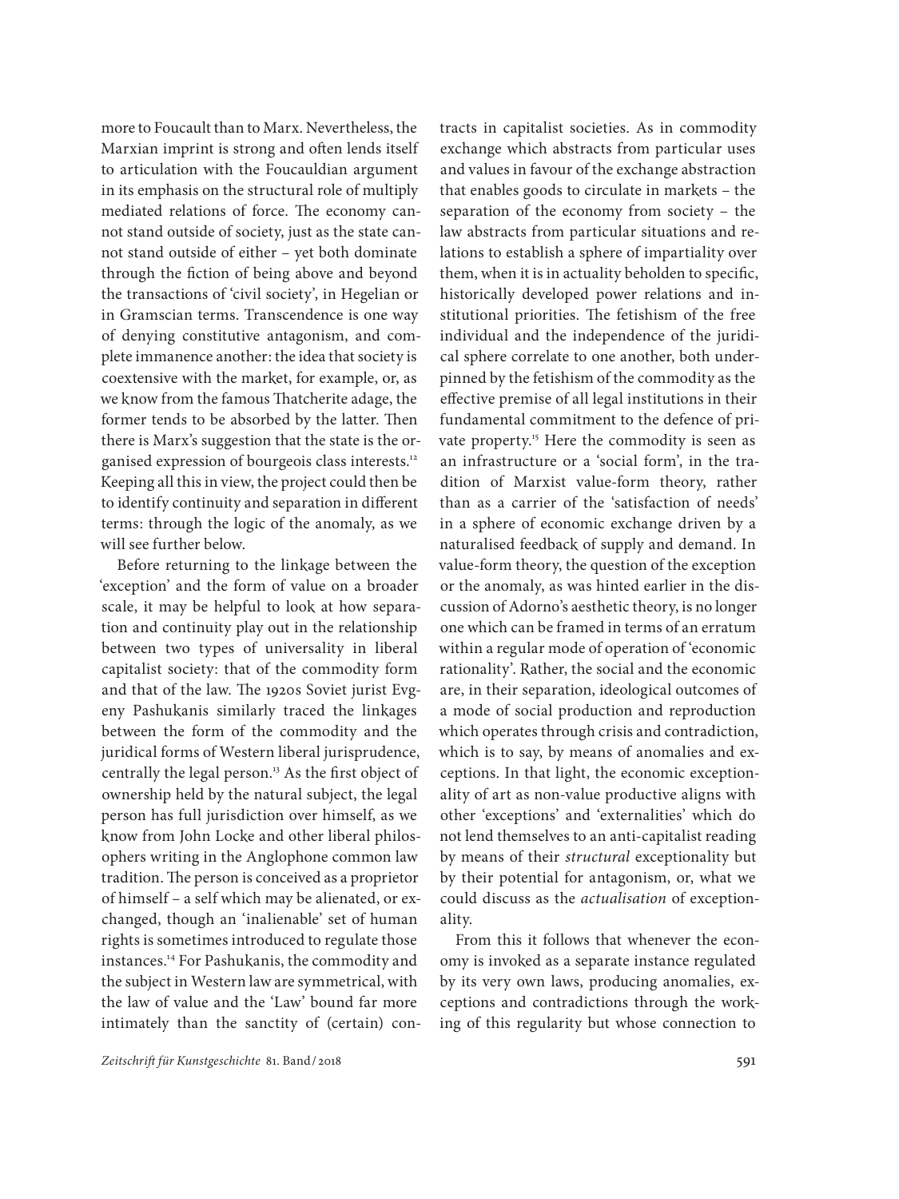more to Foucault than to Marx. Nevertheless, the Marxian imprint is strong and often lends itself to articulation with the Foucauldian argument in its emphasis on the structural role of multiply mediated relations of force. The economy cannot stand outside of society, just as the state cannot stand outside of either – yet both dominate through the fiction of being above and beyond the transactions of 'civil society', in Hegelian or in Gramscian terms. Transcendence is one way of denying constitutive antagonism, and complete immanence another: the idea that society is coextensive with the market, for example, or, as we know from the famous Thatcherite adage, the former tends to be absorbed by the latter. Then there is Marx's suggestion that the state is the organised expression of bourgeois class interests.[12] Keeping all this in view, the project could then be to identify continuity and separation in different terms: through the logic of the anomaly, as we will see further below.

Before returning to the linkage between the 'exception' and the form of value on a broader scale, it may be helpful to look at how separation and continuity play out in the relationship between two types of universality in liberal capitalist society: that of the commodity form and that of the law. The 1920s Soviet jurist Evgeny Pashukanis similarly traced the linkages between the form of the commodity and the juridical forms of Western liberal jurisprudence, centrally the legal person.[13] As the first object of ownership held by the natural subject, the legal person has full jurisdiction over himself, as we know from John Locke and other liberal philosophers writing in the Anglophone common law tradition. The person is conceived as a proprietor of himself – a self which may be alienated, or exchanged, though an 'inalienable' set of human rights is sometimes introduced to regulate those instances.[14] For Pashukanis, the commodity and the subject in Western law are symmetrical, with the law of value and the 'Law' bound far more intimately than the sanctity of (certain) contracts in capitalist societies. As in commodity exchange which abstracts from particular uses and values in favour of the exchange abstraction that enables goods to circulate in markets – the separation of the economy from society – the law abstracts from particular situations and relations to establish a sphere of impartiality over them, when it is in actuality beholden to specific, historically developed power relations and institutional priorities. The fetishism of the free individual and the independence of the juridical sphere correlate to one another, both underpinned by the fetishism of the commodity as the effective premise of all legal institutions in their fundamental commitment to the defence of private property.[15] Here the commodity is seen as an infrastructure or a 'social form', in the tradition of Marxist value-form theory, rather than as a carrier of the 'satisfaction of needs' in a sphere of economic exchange driven by a naturalised feedback of supply and demand. In value-form theory, the question of the exception or the anomaly, as was hinted earlier in the discussion of Adorno's aesthetic theory, is no longer one which can be framed in terms of an erratum within a regular mode of operation of 'economic rationality'. Rather, the social and the economic are, in their separation, ideological outcomes of a mode of social production and reproduction which operates through crisis and contradiction, which is to say, by means of anomalies and exceptions. In that light, the economic exceptionality of art as non-value productive aligns with other 'exceptions' and 'externalities' which do not lend themselves to an anti-capitalist reading by means of their *structural* exceptionality but by their potential for antagonism, or, what we could discuss as the *actualisation* of exceptionality.

From this it follows that whenever the economy is invoked as a separate instance regulated by its very own laws, producing anomalies, exceptions and contradictions through the working of this regularity but whose connection to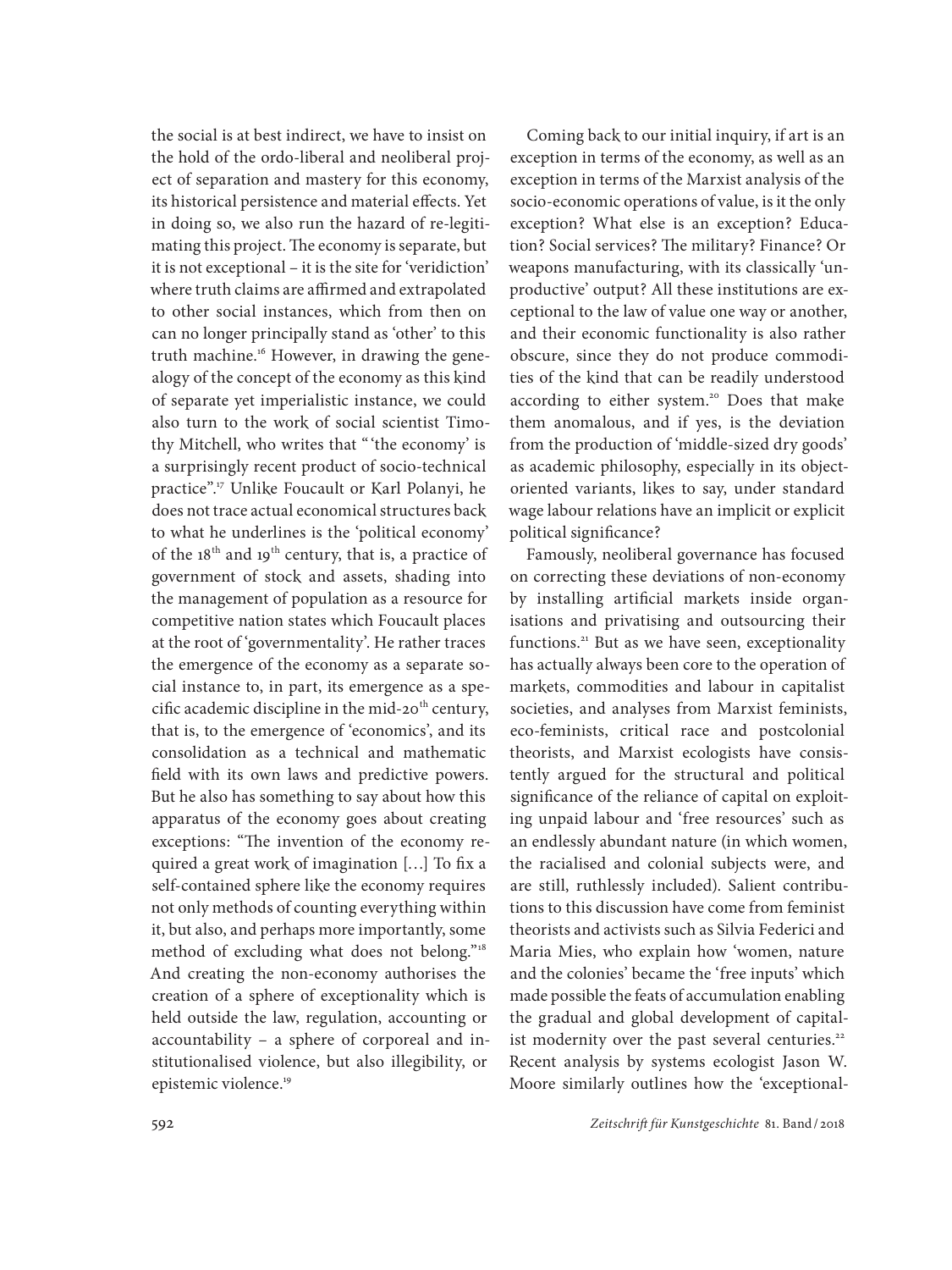the social is at best indirect, we have to insist on the hold of the ordo-liberal and neoliberal project of separation and mastery for this economy, its historical persistence and material effects. Yet in doing so, we also run the hazard of re-legitimating this project. The economy is separate, but it is not exceptional – it is the site for 'veridiction' where truth claims are affirmed and extrapolated to other social instances, which from then on can no longer principally stand as 'other' to this truth machine.[16] However, in drawing the genealogy of the concept of the economy as this kind of separate yet imperialistic instance, we could also turn to the work of social scientist Timothy Mitchell, who writes that "'the economy' is a surprisingly recent product of socio-technical practice".[17] Unlike Foucault or Karl Polanyi, he does not trace actual economical structures back to what he underlines is the 'political economy' of the 18th and 19th century, that is, a practice of government of stock and assets, shading into the management of population as a resource for competitive nation states which Foucault places at the root of 'governmentality'. He rather traces the emergence of the economy as a separate social instance to, in part, its emergence as a specific academic discipline in the mid-20th century, that is, to the emergence of 'economics', and its consolidation as a technical and mathematic field with its own laws and predictive powers. But he also has something to say about how this apparatus of the economy goes about creating exceptions: "The invention of the economy required a great work of imagination […] To fix a self-contained sphere like the economy requires not only methods of counting everything within it, but also, and perhaps more importantly, some method of excluding what does not belong."[18] And creating the non-economy authorises the creation of a sphere of exceptionality which is held outside the law, regulation, accounting or accountability – a sphere of corporeal and institutionalised violence, but also illegibility, or epistemic violence.[19]

Coming back to our initial inquiry, if art is an exception in terms of the economy, as well as an exception in terms of the Marxist analysis of the socio-economic operations of value, is it the only exception? What else is an exception? Education? Social services? The military? Finance? Or weapons manufacturing, with its classically 'unproductive' output? All these institutions are exceptional to the law of value one way or another, and their economic functionality is also rather obscure, since they do not produce commodities of the kind that can be readily understood according to either system.[20] Does that make them anomalous, and if yes, is the deviation from the production of 'middle-sized dry goods' as academic philosophy, especially in its object-oriented variants, likes to say, under standard wage labour relations have an implicit or explicit political significance?

Famously, neoliberal governance has focused on correcting these deviations of non-economy by installing artificial markets inside organisations and privatising and outsourcing their functions.[21] But as we have seen, exceptionality has actually always been core to the operation of markets, commodities and labour in capitalist societies, and analyses from Marxist feminists, eco-feminists, critical race and postcolonial theorists, and Marxist ecologists have consistently argued for the structural and political significance of the reliance of capital on exploiting unpaid labour and 'free resources' such as an endlessly abundant nature (in which women, the racialised and colonial subjects were, and are still, ruthlessly included). Salient contributions to this discussion have come from feminist theorists and activists such as Silvia Federici and Maria Mies, who explain how 'women, nature and the colonies' became the 'free inputs' which made possible the feats of accumulation enabling the gradual and global development of capitalist modernity over the past several centuries.[22] Recent analysis by systems ecologist Jason W. Moore similarly outlines how the 'exceptional-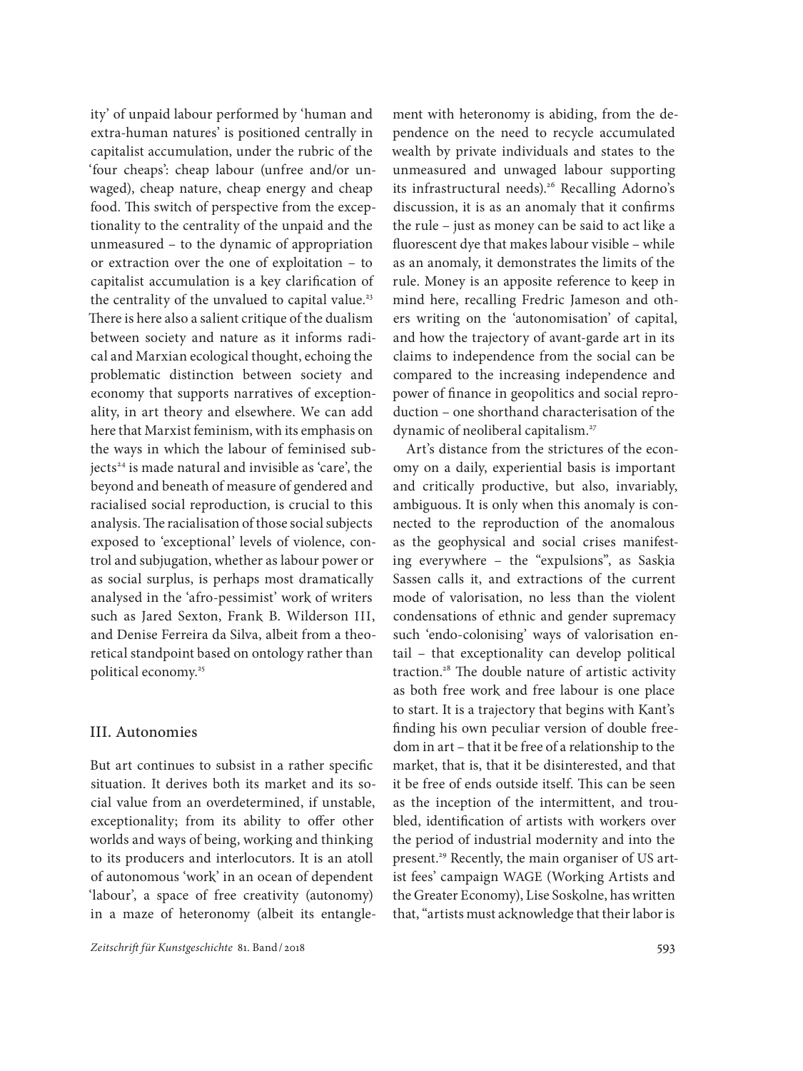ity' of unpaid labour performed by 'human and extra-human natures' is positioned centrally in capitalist accumulation, under the rubric of the 'four cheaps': cheap labour (unfree and/or unwaged), cheap nature, cheap energy and cheap food. This switch of perspective from the exceptionality to the centrality of the unpaid and the unmeasured – to the dynamic of appropriation or extraction over the one of exploitation – to capitalist accumulation is a key clarification of the centrality of the unvalued to capital value.[23] There is here also a salient critique of the dualism between society and nature as it informs radical and Marxian ecological thought, echoing the problematic distinction between society and economy that supports narratives of exceptionality, in art theory and elsewhere. We can add here that Marxist feminism, with its emphasis on the ways in which the labour of feminised subjects[24] is made natural and invisible as 'care', the beyond and beneath of measure of gendered and racialised social reproduction, is crucial to this analysis. The racialisation of those social subjects exposed to 'exceptional' levels of violence, control and subjugation, whether as labour power or as social surplus, is perhaps most dramatically analysed in the 'afro-pessimist' work of writers such as Jared Sexton, Frank B. Wilderson III, and Denise Ferreira da Silva, albeit from a theoretical standpoint based on ontology rather than political economy.[25]

## III. Autonomies

But art continues to subsist in a rather specific situation. It derives both its market and its social value from an overdetermined, if unstable, exceptionality; from its ability to offer other worlds and ways of being, working and thinking to its producers and interlocutors. It is an atoll of autonomous 'work' in an ocean of dependent 'labour', a space of free creativity (autonomy) in a maze of heteronomy (albeit its entanglement with heteronomy is abiding, from the dependence on the need to recycle accumulated wealth by private individuals and states to the unmeasured and unwaged labour supporting its infrastructural needs).[26] Recalling Adorno's discussion, it is as an anomaly that it confirms the rule – just as money can be said to act like a fluorescent dye that makes labour visible – while as an anomaly, it demonstrates the limits of the rule. Money is an apposite reference to keep in mind here, recalling Fredric Jameson and others writing on the 'autonomisation' of capital, and how the trajectory of avant-garde art in its claims to independence from the social can be compared to the increasing independence and power of finance in geopolitics and social reproduction – one shorthand characterisation of the dynamic of neoliberal capitalism.[27]

Art's distance from the strictures of the economy on a daily, experiential basis is important and critically productive, but also, invariably, ambiguous. It is only when this anomaly is connected to the reproduction of the anomalous as the geophysical and social crises manifesting everywhere – the "expulsions", as Saskia Sassen calls it, and extractions of the current mode of valorisation, no less than the violent condensations of ethnic and gender supremacy such 'endo-colonising' ways of valorisation entail – that exceptionality can develop political traction.[28] The double nature of artistic activity as both free work and free labour is one place to start. It is a trajectory that begins with Kant's finding his own peculiar version of double freedom in art – that it be free of a relationship to the market, that is, that it be disinterested, and that it be free of ends outside itself. This can be seen as the inception of the intermittent, and troubled, identification of artists with workers over the period of industrial modernity and into the present.[29] Recently, the main organiser of US artist fees' campaign WAGE (Working Artists and the Greater Economy), Lise Soskolne, has written that, "artists must acknowledge that their labor is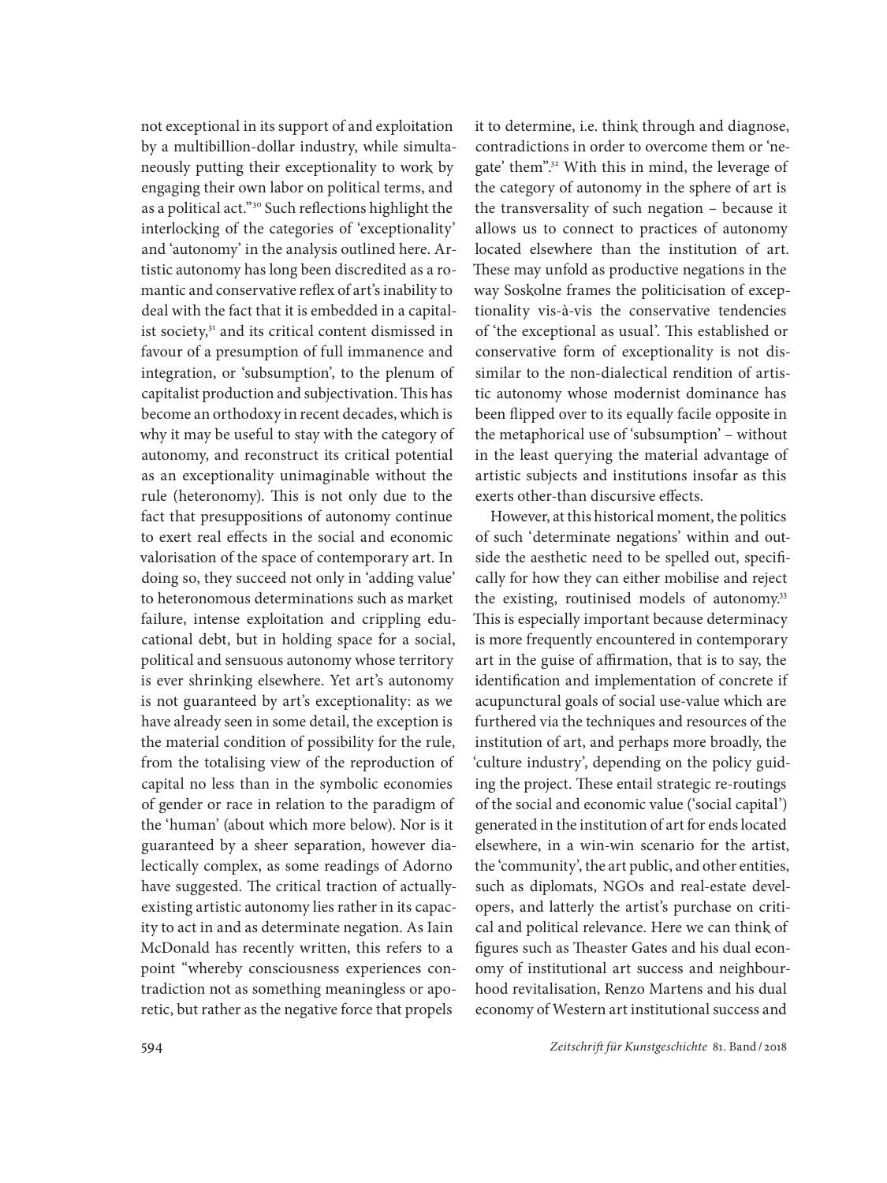not exceptional in its support of and exploitation by a multibillion-dollar industry, while simultaneously putting their exceptionality to work by engaging their own labor on political terms, and as a political act."[30] Such reflections highlight the interlocking of the categories of 'exceptionality' and 'autonomy' in the analysis outlined here. Artistic autonomy has long been discredited as a romantic and conservative reflex of art's inability to deal with the fact that it is embedded in a capitalist society,[31] and its critical content dismissed in favour of a presumption of full immanence and integration, or 'subsumption', to the plenum of capitalist production and subjectivation. This has become an orthodoxy in recent decades, which is why it may be useful to stay with the category of autonomy, and reconstruct its critical potential as an exceptionality unimaginable without the rule (heteronomy). This is not only due to the fact that presuppositions of autonomy continue to exert real effects in the social and economic valorisation of the space of contemporary art. In doing so, they succeed not only in 'adding value' to heteronomous determinations such as market failure, intense exploitation and crippling educational debt, but in holding space for a social, political and sensuous autonomy whose territory is ever shrinking elsewhere. Yet art's autonomy is not guaranteed by art's exceptionality: as we have already seen in some detail, the exception is the material condition of possibility for the rule, from the totalising view of the reproduction of capital no less than in the symbolic economies of gender or race in relation to the paradigm of the 'human' (about which more below). Nor is it guaranteed by a sheer separation, however dialectically complex, as some readings of Adorno have suggested. The critical traction of actually-existing artistic autonomy lies rather in its capacity to act in and as determinate negation. As Iain McDonald has recently written, this refers to a point "whereby consciousness experiences contradiction not as something meaningless or aporetic, but rather as the negative force that propels it to determine, i.e. think through and diagnose, contradictions in order to overcome them or 'negate' them".[32] With this in mind, the leverage of the category of autonomy in the sphere of art is the transversality of such negation – because it allows us to connect to practices of autonomy located elsewhere than the institution of art. These may unfold as productive negations in the way Soskolne frames the politicisation of exceptionality vis-à-vis the conservative tendencies of 'the exceptional as usual'. This established or conservative form of exceptionality is not dissimilar to the non-dialectical rendition of artistic autonomy whose modernist dominance has been flipped over to its equally facile opposite in the metaphorical use of 'subsumption' – without in the least querying the material advantage of artistic subjects and institutions insofar as this exerts other-than discursive effects.

However, at this historical moment, the politics of such 'determinate negations' within and outside the aesthetic need to be spelled out, specifically for how they can either mobilise and reject the existing, routinised models of autonomy.[33] This is especially important because determinacy is more frequently encountered in contemporary art in the guise of affirmation, that is to say, the identification and implementation of concrete if acupunctural goals of social use-value which are furthered via the techniques and resources of the institution of art, and perhaps more broadly, the 'culture industry', depending on the policy guiding the project. These entail strategic re-routings of the social and economic value ('social capital') generated in the institution of art for ends located elsewhere, in a win-win scenario for the artist, the 'community', the art public, and other entities, such as diplomats, NGOs and real-estate developers, and latterly the artist's purchase on critical and political relevance. Here we can think of figures such as Theaster Gates and his dual economy of institutional art success and neighbourhood revitalisation, Renzo Martens and his dual economy of Western art institutional success and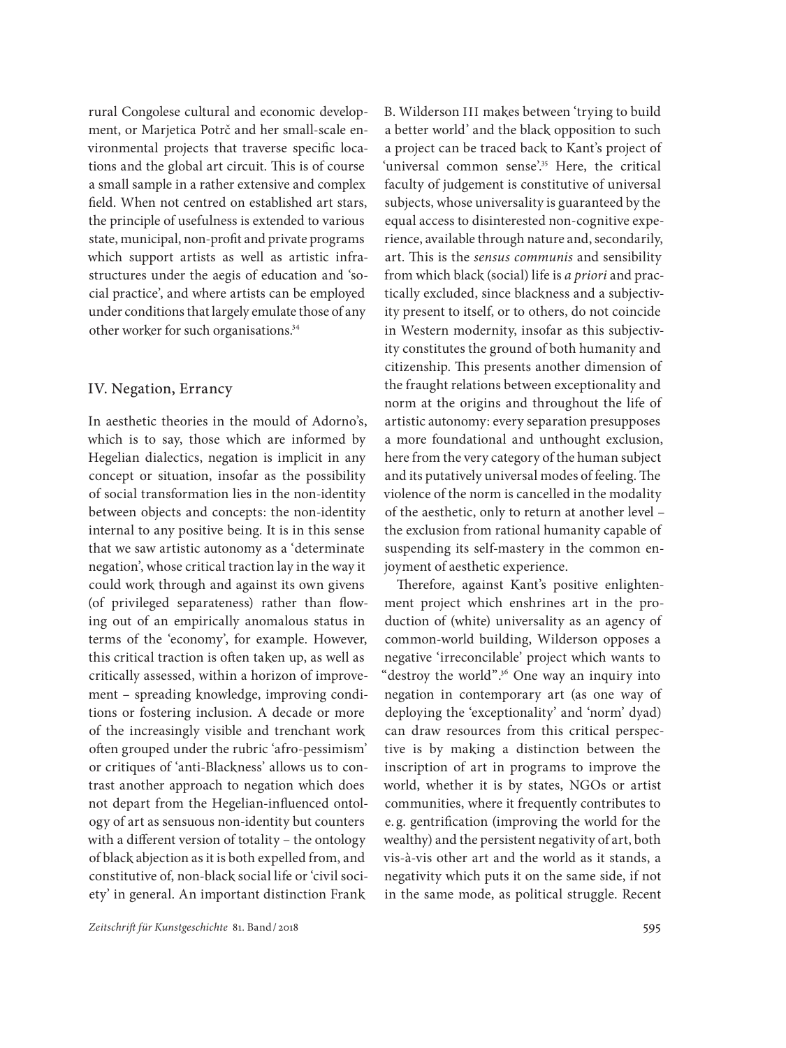rural Congolese cultural and economic development, or Marjetica Potrč and her small-scale environmental projects that traverse specific locations and the global art circuit. This is of course a small sample in a rather extensive and complex field. When not centred on established art stars, the principle of usefulness is extended to various state, municipal, non-profit and private programs which support artists as well as artistic infrastructures under the aegis of education and 'social practice', and where artists can be employed under conditions that largely emulate those of any other worker for such organisations.[34]

## IV. Negation, Errancy

In aesthetic theories in the mould of Adorno's, which is to say, those which are informed by Hegelian dialectics, negation is implicit in any concept or situation, insofar as the possibility of social transformation lies in the non-identity between objects and concepts: the non-identity internal to any positive being. It is in this sense that we saw artistic autonomy as a 'determinate negation', whose critical traction lay in the way it could work through and against its own givens (of privileged separateness) rather than flowing out of an empirically anomalous status in terms of the 'economy', for example. However, this critical traction is often taken up, as well as critically assessed, within a horizon of improvement – spreading knowledge, improving conditions or fostering inclusion. A decade or more of the increasingly visible and trenchant work often grouped under the rubric 'afro-pessimism' or critiques of 'anti-Blackness' allows us to contrast another approach to negation which does not depart from the Hegelian-influenced ontology of art as sensuous non-identity but counters with a different version of totality – the ontology of black abjection as it is both expelled from, and constitutive of, non-black social life or 'civil society' in general. An important distinction Frank B. Wilderson III makes between 'trying to build a better world' and the black opposition to such a project can be traced back to Kant's project of 'universal common sense'.[35] Here, the critical faculty of judgement is constitutive of universal subjects, whose universality is guaranteed by the equal access to disinterested non-cognitive experience, available through nature and, secondarily, art. This is the *sensus communis* and sensibility from which black (social) life is *a priori* and practically excluded, since blackness and a subjectivity present to itself, or to others, do not coincide in Western modernity, insofar as this subjectivity constitutes the ground of both humanity and citizenship. This presents another dimension of the fraught relations between exceptionality and norm at the origins and throughout the life of artistic autonomy: every separation presupposes a more foundational and unthought exclusion, here from the very category of the human subject and its putatively universal modes of feeling. The violence of the norm is cancelled in the modality of the aesthetic, only to return at another level – the exclusion from rational humanity capable of suspending its self-mastery in the common enjoyment of aesthetic experience.

Therefore, against Kant's positive enlightenment project which enshrines art in the production of (white) universality as an agency of common-world building, Wilderson opposes a negative 'irreconcilable' project which wants to "destroy the world".[36] One way an inquiry into negation in contemporary art (as one way of deploying the 'exceptionality' and 'norm' dyad) can draw resources from this critical perspective is by making a distinction between the inscription of art in programs to improve the world, whether it is by states, NGOs or artist communities, where it frequently contributes to e.g. gentrification (improving the world for the wealthy) and the persistent negativity of art, both vis-à-vis other art and the world as it stands, a negativity which puts it on the same side, if not in the same mode, as political struggle. Recent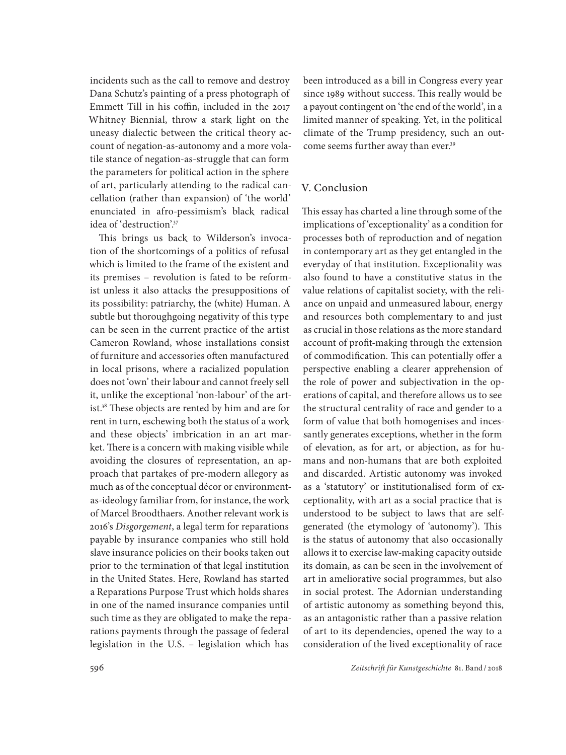incidents such as the call to remove and destroy Dana Schutz's painting of a press photograph of Emmett Till in his coffin, included in the 2017 Whitney Biennial, throw a stark light on the uneasy dialectic between the critical theory account of negation-as-autonomy and a more volatile stance of negation-as-struggle that can form the parameters for political action in the sphere of art, particularly attending to the radical cancellation (rather than expansion) of 'the world' enunciated in afro-pessimism's black radical idea of 'destruction'.[37]

This brings us back to Wilderson's invocation of the shortcomings of a politics of refusal which is limited to the frame of the existent and its premises – revolution is fated to be reformist unless it also attacks the presuppositions of its possibility: patriarchy, the (white) Human. A subtle but thoroughgoing negativity of this type can be seen in the current practice of the artist Cameron Rowland, whose installations consist of furniture and accessories often manufactured in local prisons, where a racialized population does not 'own' their labour and cannot freely sell it, unlike the exceptional 'non-labour' of the artist.[38] These objects are rented by him and are for rent in turn, eschewing both the status of a work and these objects' imbrication in an art market. There is a concern with making visible while avoiding the closures of representation, an approach that partakes of pre-modern allegory as much as of the conceptual décor or environment-as-ideology familiar from, for instance, the work of Marcel Broodthaers. Another relevant work is 2016's *Disgorgement*, a legal term for reparations payable by insurance companies who still hold slave insurance policies on their books taken out prior to the termination of that legal institution in the United States. Here, Rowland has started a Reparations Purpose Trust which holds shares in one of the named insurance companies until such time as they are obligated to make the reparations payments through the passage of federal legislation in the U.S. – legislation which has been introduced as a bill in Congress every year since 1989 without success. This really would be a payout contingent on 'the end of the world', in a limited manner of speaking. Yet, in the political climate of the Trump presidency, such an outcome seems further away than ever.[39]

## V. Conclusion

This essay has charted a line through some of the implications of 'exceptionality' as a condition for processes both of reproduction and of negation in contemporary art as they get entangled in the everyday of that institution. Exceptionality was also found to have a constitutive status in the value relations of capitalist society, with the reliance on unpaid and unmeasured labour, energy and resources both complementary to and just as crucial in those relations as the more standard account of profit-making through the extension of commodification. This can potentially offer a perspective enabling a clearer apprehension of the role of power and subjectivation in the operations of capital, and therefore allows us to see the structural centrality of race and gender to a form of value that both homogenises and incessantly generates exceptions, whether in the form of elevation, as for art, or abjection, as for humans and non-humans that are both exploited and discarded. Artistic autonomy was invoked as a 'statutory' or institutionalised form of exceptionality, with art as a social practice that is understood to be subject to laws that are self-generated (the etymology of 'autonomy'). This is the status of autonomy that also occasionally allows it to exercise law-making capacity outside its domain, as can be seen in the involvement of art in ameliorative social programmes, but also in social protest. The Adornian understanding of artistic autonomy as something beyond this, as an antagonistic rather than a passive relation of art to its dependencies, opened the way to a consideration of the lived exceptionality of race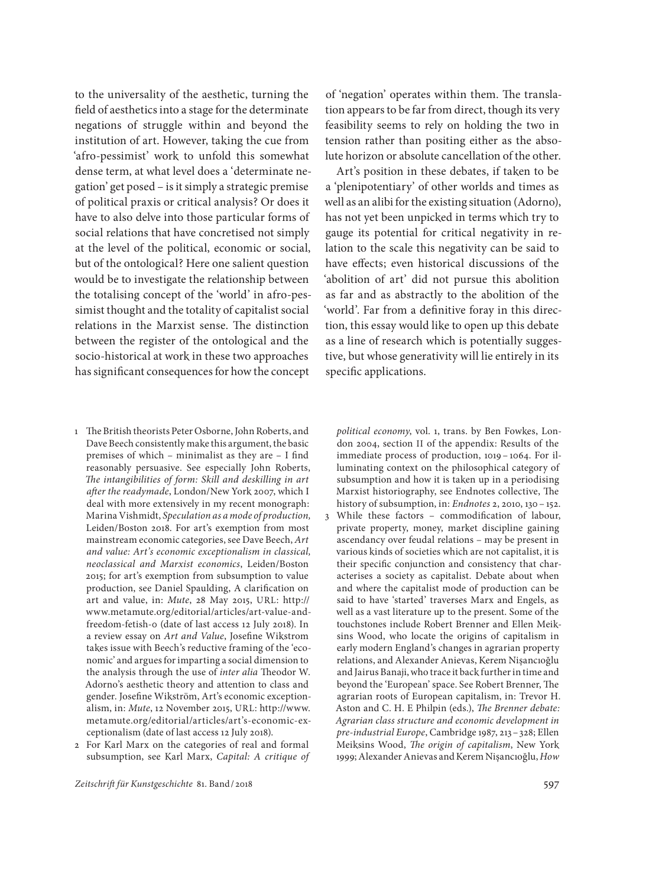to the universality of the aesthetic, turning the field of aesthetics into a stage for the determinate negations of struggle within and beyond the institution of art. However, taking the cue from 'afro-pessimist' work to unfold this somewhat dense term, at what level does a 'determinate negation' get posed – is it simply a strategic premise of political praxis or critical analysis? Or does it have to also delve into those particular forms of social relations that have concretised not simply at the level of the political, economic or social, but of the ontological? Here one salient question would be to investigate the relationship between the totalising concept of the 'world' in afro-pessimist thought and the totality of capitalist social relations in the Marxist sense. The distinction between the register of the ontological and the socio-historical at work in these two approaches has significant consequences for how the concept of 'negation' operates within them. The translation appears to be far from direct, though its very feasibility seems to rely on holding the two in tension rather than positing either as the absolute horizon or absolute cancellation of the other.

Art's position in these debates, if taken to be a 'plenipotentiary' of other worlds and times as well as an alibi for the existing situation (Adorno), has not yet been unpicked in terms which try to gauge its potential for critical negativity in relation to the scale this negativity can be said to have effects; even historical discussions of the 'abolition of art' did not pursue this abolition as far and as abstractly to the abolition of the 'world'. Far from a definitive foray in this direction, this essay would like to open up this debate as a line of research which is potentially suggestive, but whose generativity will lie entirely in its specific applications.

1 The British theorists Peter Osborne, John Roberts, and Dave Beech consistently make this argument, the basic premises of which – minimalist as they are – I find reasonably persuasive. See especially John Roberts, *The intangibilities of form: Skill and deskilling in art after the readymade*, London/New York 2007, which I deal with more extensively in my recent monograph: Marina Vishmidt, *Speculation as a mode of production,* Leiden/Boston 2018. For art's exemption from most mainstream economic categories, see Dave Beech, *Art and value: Art's economic exceptionalism in classical, neoclassical and Marxist economics*, Leiden/Boston 2015; for art's exemption from subsumption to value production, see Daniel Spaulding, A clarification on art and value, in: *Mute*, 28 May 2015, URL: http://www.metamute.org/editorial/articles/art-value-and-freedom-fetish-0 (date of last access 12 July 2018). In a review essay on *Art and Value*, Josefine Wikstrom takes issue with Beech's reductive framing of the 'economic' and argues for imparting a social dimension to the analysis through the use of *inter alia* Theodor W. Adorno's aesthetic theory and attention to class and gender. Josefine Wikström, Art's economic exceptionalism, in: *Mute*, 12 November 2015, URL: http://www.metamute.org/editorial/articles/art's-economic-exceptionalism (date of last access 12 July 2018).

2 For Karl Marx on the categories of real and formal subsumption, see Karl Marx, *Capital: A critique of political economy*, vol. 1, trans. by Ben Fowkes, London 2004, section II of the appendix: Results of the immediate process of production, 1019 – 1064. For illuminating context on the philosophical category of subsumption and how it is taken up in a periodising Marxist historiography, see Endnotes collective, The history of subsumption, in: *Endnotes* 2, 2010, 130 – 152.

3 While these factors – commodification of labour, private property, money, market discipline gaining ascendancy over feudal relations – may be present in various kinds of societies which are not capitalist, it is their specific conjunction and consistency that characterises a society as capitalist. Debate about when and where the capitalist mode of production can be said to have 'started' traverses Marx and Engels, as well as a vast literature up to the present. Some of the touchstones include Robert Brenner and Ellen Meiksins Wood, who locate the origins of capitalism in early modern England's changes in agrarian property relations, and Alexander Anievas, Kerem Nişancıoğlu and Jairus Banaji, who trace it back further in time and beyond the 'European' space. See Robert Brenner, The agrarian roots of European capitalism, in: Trevor H. Aston and C. H. E Philpin (eds.), *The Brenner debate: Agrarian class structure and economic development in pre-industrial Europe*, Cambridge 1987, 213 – 328; Ellen Meiksins Wood, *The origin of capitalism*, New York 1999; Alexander Anievas and Kerem Nişancıoğlu, *How*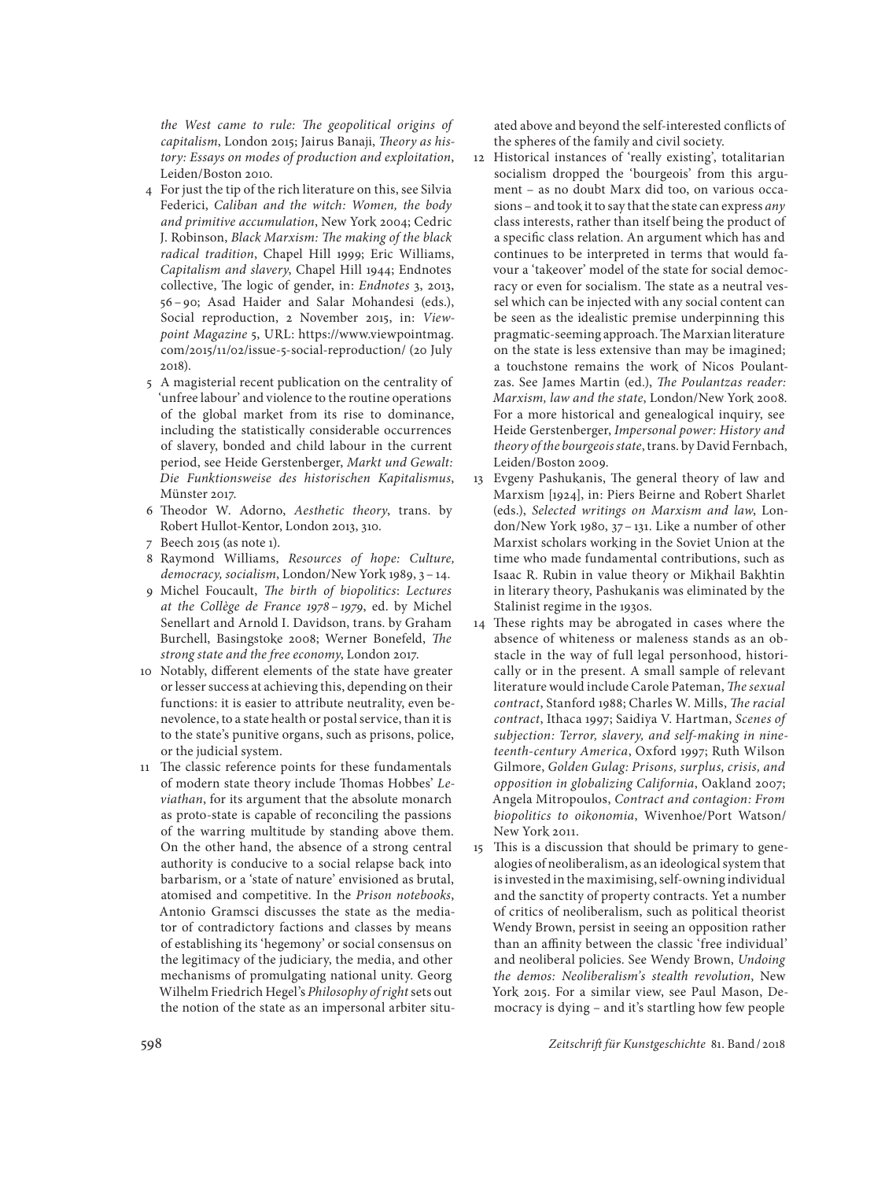*the West came to rule: The geopolitical origins of capitalism*, London 2015; Jairus Banaji, *Theory as history: Essays on modes of production and exploitation*, Leiden/Boston 2010.

4 For just the tip of the rich literature on this, see Silvia Federici, *Caliban and the witch: Women, the body and primitive accumulation*, New York 2004; Cedric J. Robinson, *Black Marxism: The making of the black radical tradition*, Chapel Hill 1999; Eric Williams, *Capitalism and slavery*, Chapel Hill 1944; Endnotes collective, The logic of gender, in: *Endnotes* 3, 2013, 56 – 90; Asad Haider and Salar Mohandesi (eds.), Social reproduction, 2 November 2015, in: *Viewpoint Magazine* 5, URL: https://www.viewpointmag.com/2015/11/02/issue-5-social-reproduction/ (20 July 2018).

5 A magisterial recent publication on the centrality of 'unfree labour' and violence to the routine operations of the global market from its rise to dominance, including the statistically considerable occurrences of slavery, bonded and child labour in the current period, see Heide Gerstenberger, *Markt und Gewalt: Die Funktionsweise des historischen Kapitalismus*, Münster 2017.

6 Theodor W. Adorno, *Aesthetic theory*, trans. by Robert Hullot-Kentor, London 2013, 310.

7 Beech 2015 (as note 1).

8 Raymond Williams, *Resources of hope: Culture, democracy, socialism*, London/New York 1989, 3 – 14.

9 Michel Foucault, *The birth of biopolitics*: *Lectures at the Collège de France 1978 – 1979*, ed. by Michel Senellart and Arnold I. Davidson, trans. by Graham Burchell, Basingstoke 2008; Werner Bonefeld, *The strong state and the free economy*, London 2017.

10 Notably, different elements of the state have greater or lesser success at achieving this, depending on their functions: it is easier to attribute neutrality, even benevolence, to a state health or postal service, than it is to the state's punitive organs, such as prisons, police, or the judicial system.

11 The classic reference points for these fundamentals of modern state theory include Thomas Hobbes' *Leviathan*, for its argument that the absolute monarch as proto-state is capable of reconciling the passions of the warring multitude by standing above them. On the other hand, the absence of a strong central authority is conducive to a social relapse back into barbarism, or a 'state of nature' envisioned as brutal, atomised and competitive. In the *Prison notebooks*, Antonio Gramsci discusses the state as the mediator of contradictory factions and classes by means of establishing its 'hegemony' or social consensus on the legitimacy of the judiciary, the media, and other mechanisms of promulgating national unity. Georg Wilhelm Friedrich Hegel's *Philosophy of right* sets out the notion of the state as an impersonal arbiter situated above and beyond the self-interested conflicts of the spheres of the family and civil society.

12 Historical instances of 'really existing', totalitarian socialism dropped the 'bourgeois' from this argument – as no doubt Marx did too, on various occasions – and took it to say that the state can express *any* class interests, rather than itself being the product of a specific class relation. An argument which has and continues to be interpreted in terms that would favour a 'takeover' model of the state for social democracy or even for socialism. The state as a neutral vessel which can be injected with any social content can be seen as the idealistic premise underpinning this pragmatic-seeming approach. The Marxian literature on the state is less extensive than may be imagined; a touchstone remains the work of Nicos Poulantzas. See James Martin (ed.), *The Poulantzas reader: Marxism, law and the state*, London/New York 2008. For a more historical and genealogical inquiry, see Heide Gerstenberger, *Impersonal power: History and theory of the bourgeois state*, trans. by David Fernbach, Leiden/Boston 2009.

13 Evgeny Pashukanis, The general theory of law and Marxism [1924], in: Piers Beirne and Robert Sharlet (eds.), *Selected writings on Marxism and law*, London/New York 1980, 37 – 131. Like a number of other Marxist scholars working in the Soviet Union at the time who made fundamental contributions, such as Isaac R. Rubin in value theory or Mikhail Bakhtin in literary theory, Pashukanis was eliminated by the Stalinist regime in the 1930s.

14 These rights may be abrogated in cases where the absence of whiteness or maleness stands as an obstacle in the way of full legal personhood, historically or in the present. A small sample of relevant literature would include Carole Pateman, *The sexual contract*, Stanford 1988; Charles W. Mills, *The racial contract*, Ithaca 1997; Saidiya V. Hartman, *Scenes of subjection: Terror, slavery, and self-making in nineteenth-century America*, Oxford 1997; Ruth Wilson Gilmore, *Golden Gulag: Prisons, surplus, crisis, and opposition in globalizing California*, Oakland 2007; Angela Mitropoulos, *Contract and contagion: From biopolitics to oikonomia*, Wivenhoe/Port Watson/New York 2011.

15 This is a discussion that should be primary to genealogies of neoliberalism, as an ideological system that is invested in the maximising, self-owning individual and the sanctity of property contracts. Yet a number of critics of neoliberalism, such as political theorist Wendy Brown, persist in seeing an opposition rather than an affinity between the classic 'free individual' and neoliberal policies. See Wendy Brown, *Undoing the demos: Neoliberalism's stealth revolution*, New York 2015. For a similar view, see Paul Mason, Democracy is dying – and it's startling how few people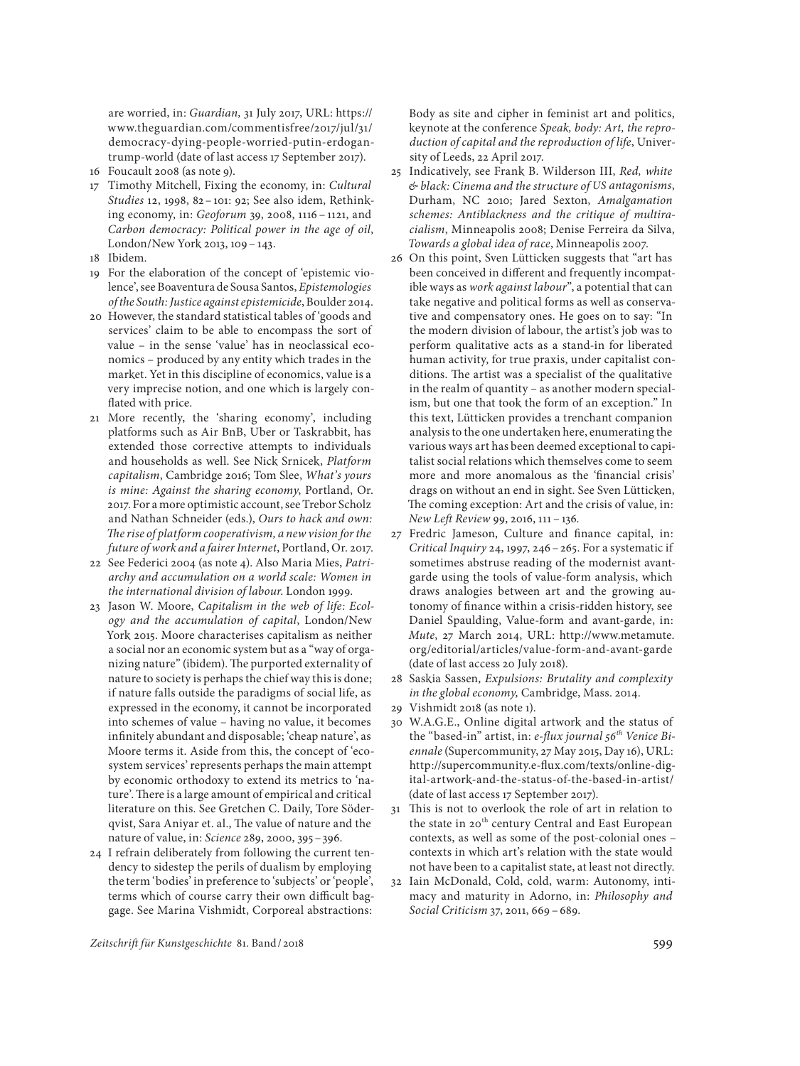are worried, in: *Guardian*, 31 July 2017, URL: https://www.theguardian.com/commentisfree/2017/jul/31/democracy-dying-people-worried-putin-erdogan-trump-world (date of last access 17 September 2017).

16 Foucault 2008 (as note 9).

17 Timothy Mitchell, Fixing the economy, in: *Cultural Studies* 12, 1998, 82 – 101: 92; See also idem, Rethinking economy, in: *Geoforum* 39, 2008, 1116 – 1121, and *Carbon democracy: Political power in the age of oil*, London/New York 2013, 109 – 143.

18 Ibidem.

19 For the elaboration of the concept of 'epistemic violence', see Boaventura de Sousa Santos, *Epistemologies of the South: Justice against epistemicide*, Boulder 2014.

20 However, the standard statistical tables of 'goods and services' claim to be able to encompass the sort of value – in the sense 'value' has in neoclassical economics – produced by any entity which trades in the market. Yet in this discipline of economics, value is a very imprecise notion, and one which is largely conflated with price.

21 More recently, the 'sharing economy', including platforms such as Air BnB, Uber or Taskrabbit, has extended those corrective attempts to individuals and households as well. See Nick Srnicek, *Platform capitalism*, Cambridge 2016; Tom Slee, *What's yours is mine: Against the sharing economy*, Portland, Or. 2017. For a more optimistic account, see Trebor Scholz and Nathan Schneider (eds.), *Ours to hack and own: The rise of platform cooperativism, a new vision for the future of work and a fairer Internet*, Portland, Or. 2017.

22 See Federici 2004 (as note 4). Also Maria Mies, *Patriarchy and accumulation on a world scale: Women in the international division of labour*. London 1999.

23 Jason W. Moore, *Capitalism in the web of life: Ecology and the accumulation of capital*, London/New York 2015. Moore characterises capitalism as neither a social nor an economic system but as a "way of organizing nature" (ibidem). The purported externality of nature to society is perhaps the chief way this is done; if nature falls outside the paradigms of social life, as expressed in the economy, it cannot be incorporated into schemes of value – having no value, it becomes infinitely abundant and disposable; 'cheap nature', as Moore terms it. Aside from this, the concept of 'ecosystem services' represents perhaps the main attempt by economic orthodoxy to extend its metrics to 'nature'. There is a large amount of empirical and critical literature on this. See Gretchen C. Daily, Tore Söderqvist, Sara Aniyar et. al., The value of nature and the nature of value, in: *Science* 289, 2000, 395 – 396.

24 I refrain deliberately from following the current tendency to sidestep the perils of dualism by employing the term 'bodies' in preference to 'subjects' or 'people', terms which of course carry their own difficult baggage. See Marina Vishmidt, Corporeal abstractions: Body as site and cipher in feminist art and politics, keynote at the conference *Speak, body: Art, the reproduction of capital and the reproduction of life*, University of Leeds, 22 April 2017.

25 Indicatively, see Frank B. Wilderson III, *Red, white & black: Cinema and the structure of US antagonisms*, Durham, NC 2010; Jared Sexton, *Amalgamation schemes: Antiblackness and the critique of multiracialism*, Minneapolis 2008; Denise Ferreira da Silva, *Towards a global idea of race*, Minneapolis 2007.

26 On this point, Sven Lütticken suggests that "art has been conceived in different and frequently incompatible ways as *work against labour*", a potential that can take negative and political forms as well as conservative and compensatory ones. He goes on to say: "In the modern division of labour, the artist's job was to perform qualitative acts as a stand-in for liberated human activity, for true praxis, under capitalist conditions. The artist was a specialist of the qualitative in the realm of quantity – as another modern specialism, but one that took the form of an exception." In this text, Lütticken provides a trenchant companion analysis to the one undertaken here, enumerating the various ways art has been deemed exceptional to capitalist social relations which themselves come to seem more and more anomalous as the 'financial crisis' drags on without an end in sight. See Sven Lütticken, The coming exception: Art and the crisis of value, in: *New Left Review* 99, 2016, 111 – 136.

27 Fredric Jameson, Culture and finance capital, in: *Critical Inquiry* 24, 1997, 246 – 265. For a systematic if sometimes abstruse reading of the modernist avant-garde using the tools of value-form analysis, which draws analogies between art and the growing autonomy of finance within a crisis-ridden history, see Daniel Spaulding, Value-form and avant-garde, in: *Mute*, 27 March 2014, URL: http://www.metamute.org/editorial/articles/value-form-and-avant-garde (date of last access 20 July 2018).

28 Saskia Sassen, *Expulsions: Brutality and complexity in the global economy*, Cambridge, Mass. 2014.

29 Vishmidt 2018 (as note 1).

30 W.A.G.E., Online digital artwork and the status of the "based-in" artist, in: *e-flux journal 56th Venice Biennale* (Supercommunity, 27 May 2015, Day 16), URL: http://supercommunity.e-flux.com/texts/online-digital-artwork-and-the-status-of-the-based-in-artist/ (date of last access 17 September 2017).

31 This is not to overlook the role of art in relation to the state in 20th century Central and East European contexts, as well as some of the post-colonial ones – contexts in which art's relation with the state would not have been to a capitalist state, at least not directly.

32 Iain McDonald, Cold, cold, warm: Autonomy, intimacy and maturity in Adorno, in: *Philosophy and Social Criticism* 37, 2011, 669 – 689.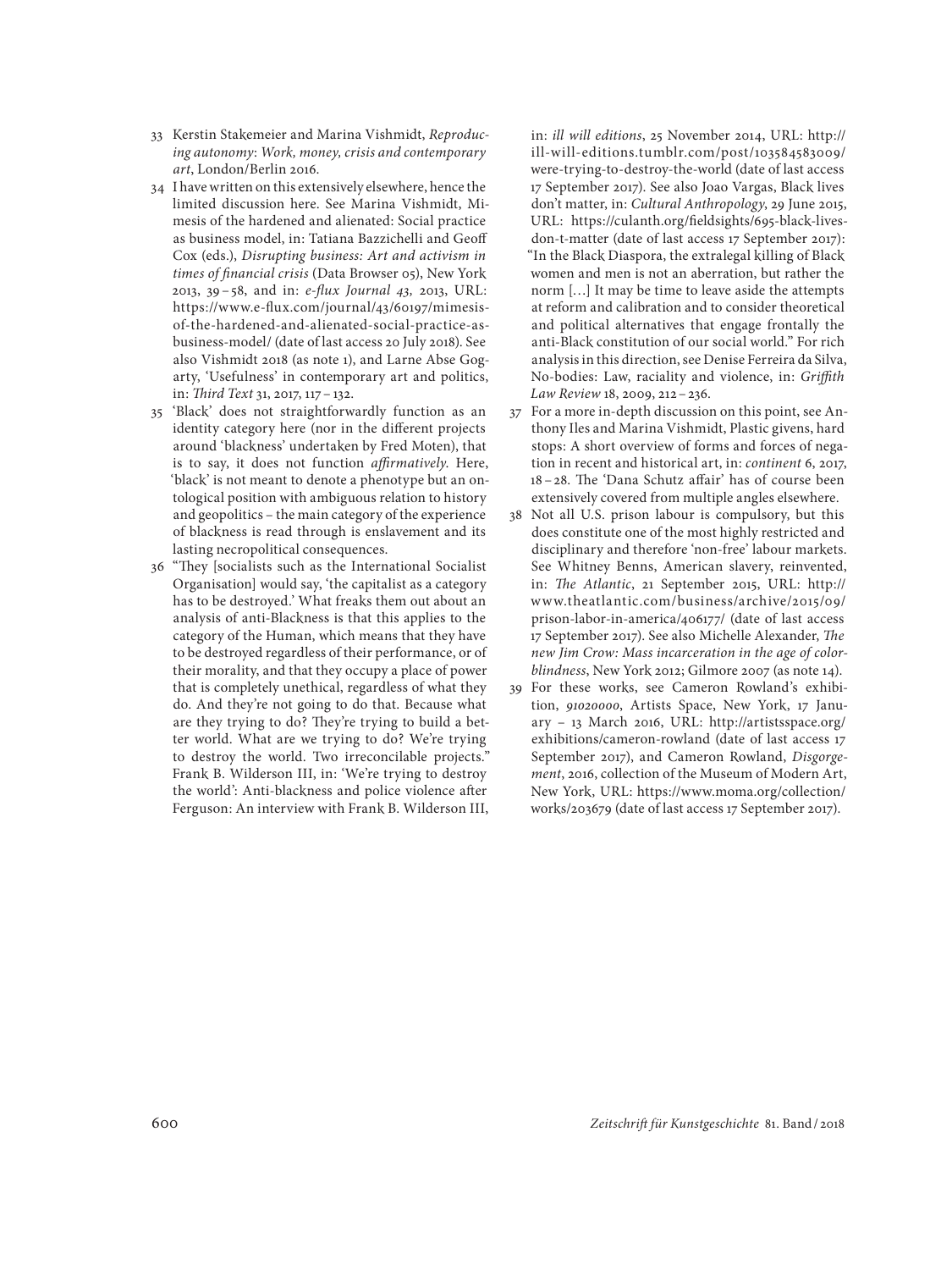33 Kerstin Stakemeier and Marina Vishmidt, *Reproducing autonomy: Work, money, crisis and contemporary art*, London/Berlin 2016.

34 I have written on this extensively elsewhere, hence the limited discussion here. See Marina Vishmidt, Mimesis of the hardened and alienated: Social practice as business model, in: Tatiana Bazzichelli and Geoff Cox (eds.), *Disrupting business: Art and activism in times of financial crisis* (Data Browser 05), New York 2013, 39–58, and in: *e-flux Journal 43,* 2013, URL: https://www.e-flux.com/journal/43/60197/mimesis-of-the-hardened-and-alienated-social-practice-as-business-model/ (date of last access 20 July 2018). See also Vishmidt 2018 (as note 1), and Larne Abse Gogarty, 'Usefulness' in contemporary art and politics, in: *Third Text* 31, 2017, 117–132.

35 'Black' does not straightforwardly function as an identity category here (nor in the different projects around 'blackness' undertaken by Fred Moten), that is to say, it does not function *affirmatively*. Here, 'black' is not meant to denote a phenotype but an ontological position with ambiguous relation to history and geopolitics – the main category of the experience of blackness is read through is enslavement and its lasting necropolitical consequences.

36 "They [socialists such as the International Socialist Organisation] would say, 'the capitalist as a category has to be destroyed.' What freaks them out about an analysis of anti-Blackness is that this applies to the category of the Human, which means that they have to be destroyed regardless of their performance, or of their morality, and that they occupy a place of power that is completely unethical, regardless of what they do. And they're not going to do that. Because what are they trying to do? They're trying to build a better world. What are we trying to do? We're trying to destroy the world. Two irreconcilable projects." Frank B. Wilderson III, in: 'We're trying to destroy the world': Anti-blackness and police violence after Ferguson: An interview with Frank B. Wilderson III, in: *ill will editions*, 25 November 2014, URL: http://ill-will-editions.tumblr.com/post/103584583009/were-trying-to-destroy-the-world (date of last access 17 September 2017). See also Joao Vargas, Black lives don't matter, in: *Cultural Anthropology*, 29 June 2015, URL: https://culanth.org/fieldsights/695-black-lives-don-t-matter (date of last access 17 September 2017): "In the Black Diaspora, the extralegal killing of Black women and men is not an aberration, but rather the norm […] It may be time to leave aside the attempts at reform and calibration and to consider theoretical and political alternatives that engage frontally the anti-Black constitution of our social world." For rich analysis in this direction, see Denise Ferreira da Silva, No-bodies: Law, raciality and violence, in: *Griffith Law Review* 18, 2009, 212–236.

37 For a more in-depth discussion on this point, see Anthony Iles and Marina Vishmidt, Plastic givens, hard stops: A short overview of forms and forces of negation in recent and historical art, in: *continent* 6, 2017, 18–28. The 'Dana Schutz affair' has of course been extensively covered from multiple angles elsewhere.

38 Not all U.S. prison labour is compulsory, but this does constitute one of the most highly restricted and disciplinary and therefore 'non-free' labour markets. See Whitney Benns, American slavery, reinvented, in: *The Atlantic*, 21 September 2015, URL: http://www.theatlantic.com/business/archive/2015/09/prison-labor-in-america/406177/ (date of last access 17 September 2017). See also Michelle Alexander, *The new Jim Crow: Mass incarceration in the age of colorblindness*, New York 2012; Gilmore 2007 (as note 14).

39 For these works, see Cameron Rowland's exhibition, *91020000*, Artists Space, New York, 17 January – 13 March 2016, URL: http://artistsspace.org/exhibitions/cameron-rowland (date of last access 17 September 2017), and Cameron Rowland, *Disgorgement*, 2016, collection of the Museum of Modern Art, New York, URL: https://www.moma.org/collection/works/203679 (date of last access 17 September 2017).